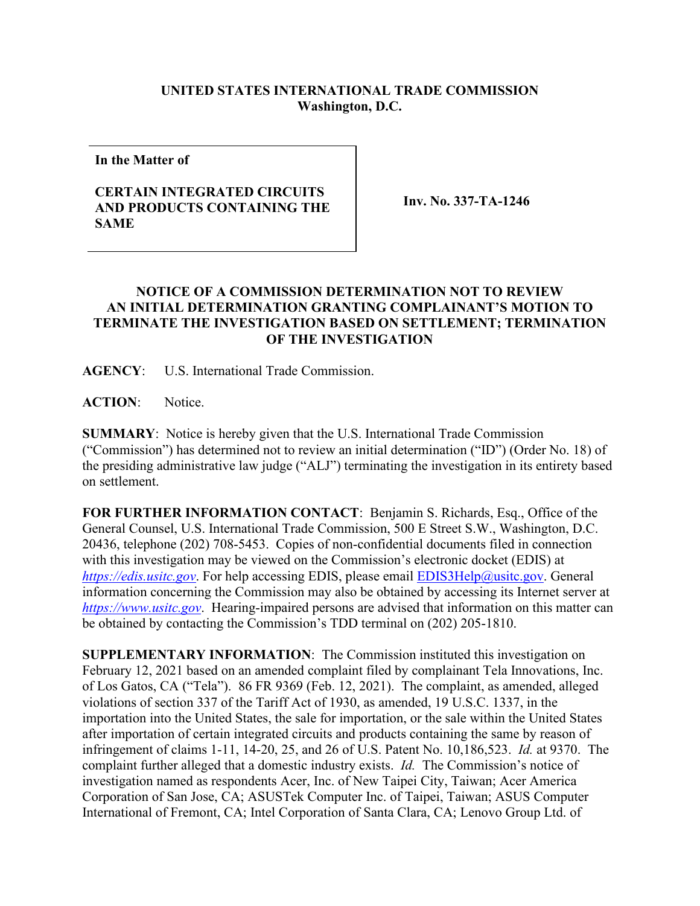**UNITED STATES INTERNATIONAL TRADE COMMISSION**
**Washington, D.C.**

| In the Matter of<br><br>**CERTAIN INTEGRATED CIRCUITS AND PRODUCTS CONTAINING THE SAME** | **Inv. No. 337-TA-1246** |
|---|---|

**NOTICE OF A COMMISSION DETERMINATION NOT TO REVIEW AN INITIAL DETERMINATION GRANTING COMPLAINANT'S MOTION TO TERMINATE THE INVESTIGATION BASED ON SETTLEMENT; TERMINATION OF THE INVESTIGATION**

**AGENCY**: U.S. International Trade Commission.

**ACTION**: Notice.

**SUMMARY**: Notice is hereby given that the U.S. International Trade Commission ("Commission") has determined not to review an initial determination ("ID") (Order No. 18) of the presiding administrative law judge ("ALJ") terminating the investigation in its entirety based on settlement.

**FOR FURTHER INFORMATION CONTACT**: Benjamin S. Richards, Esq., Office of the General Counsel, U.S. International Trade Commission, 500 E Street S.W., Washington, D.C. 20436, telephone (202) 708-5453. Copies of non-confidential documents filed in connection with this investigation may be viewed on the Commission's electronic docket (EDIS) at *https://edis.usitc.gov*. For help accessing EDIS, please email EDIS3Help@usitc.gov. General information concerning the Commission may also be obtained by accessing its Internet server at *https://www.usitc.gov*. Hearing-impaired persons are advised that information on this matter can be obtained by contacting the Commission's TDD terminal on (202) 205-1810.

**SUPPLEMENTARY INFORMATION**: The Commission instituted this investigation on February 12, 2021 based on an amended complaint filed by complainant Tela Innovations, Inc. of Los Gatos, CA ("Tela"). 86 FR 9369 (Feb. 12, 2021). The complaint, as amended, alleged violations of section 337 of the Tariff Act of 1930, as amended, 19 U.S.C. 1337, in the importation into the United States, the sale for importation, or the sale within the United States after importation of certain integrated circuits and products containing the same by reason of infringement of claims 1-11, 14-20, 25, and 26 of U.S. Patent No. 10,186,523. *Id.* at 9370. The complaint further alleged that a domestic industry exists. *Id.* The Commission's notice of investigation named as respondents Acer, Inc. of New Taipei City, Taiwan; Acer America Corporation of San Jose, CA; ASUSTek Computer Inc. of Taipei, Taiwan; ASUS Computer International of Fremont, CA; Intel Corporation of Santa Clara, CA; Lenovo Group Ltd. of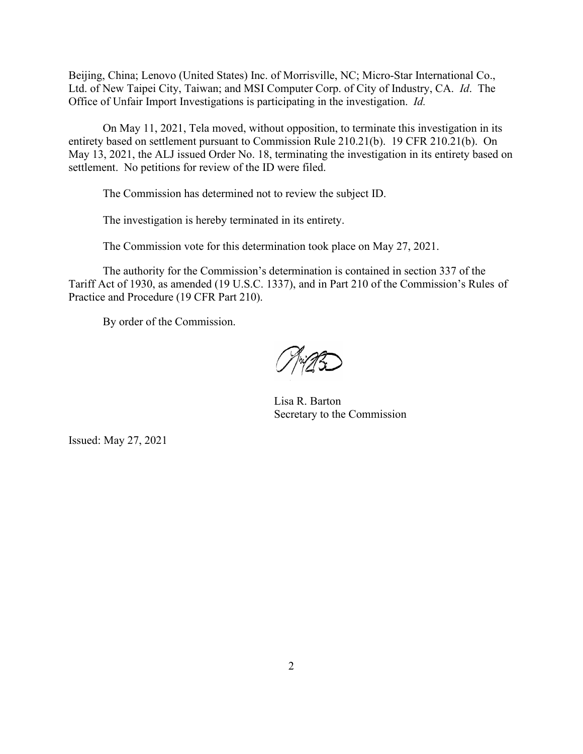Beijing, China; Lenovo (United States) Inc. of Morrisville, NC; Micro-Star International Co., Ltd. of New Taipei City, Taiwan; and MSI Computer Corp. of City of Industry, CA. *Id*. The Office of Unfair Import Investigations is participating in the investigation. *Id.*

On May 11, 2021, Tela moved, without opposition, to terminate this investigation in its entirety based on settlement pursuant to Commission Rule 210.21(b). 19 CFR 210.21(b). On May 13, 2021, the ALJ issued Order No. 18, terminating the investigation in its entirety based on settlement. No petitions for review of the ID were filed.

The Commission has determined not to review the subject ID.

The investigation is hereby terminated in its entirety.

The Commission vote for this determination took place on May 27, 2021.

The authority for the Commission's determination is contained in section 337 of the Tariff Act of 1930, as amended (19 U.S.C. 1337), and in Part 210 of the Commission's Rules of Practice and Procedure (19 CFR Part 210).

By order of the Commission.

Lisa R. Barton
Secretary to the Commission

Issued: May 27, 2021